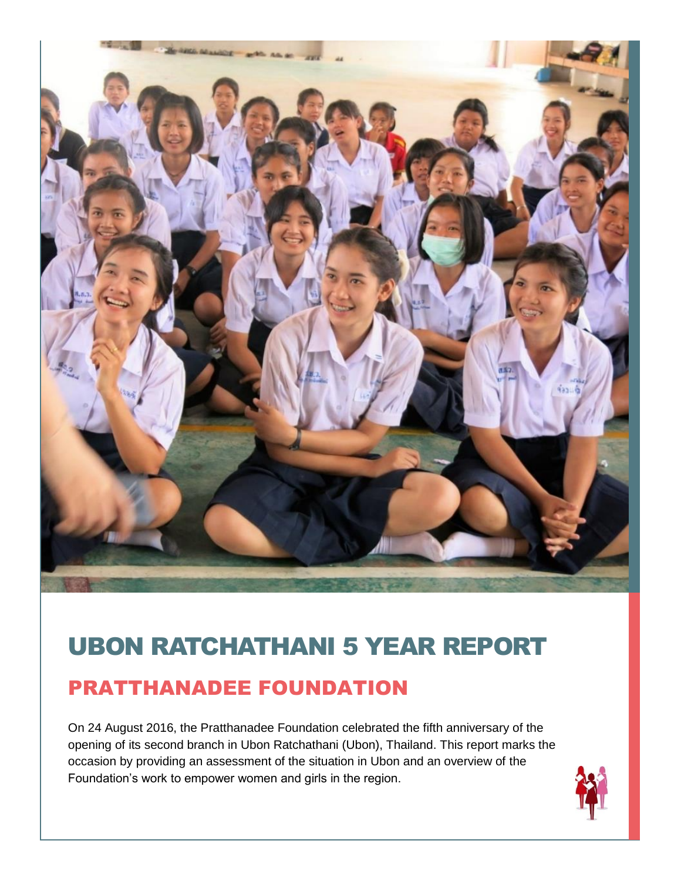# UBON RATCHATHANI 5 YEAR REPORT

## PRATTHANADEE FOUNDATION

On 24 August 2016, the Pratthanadee Foundation celebrated the fifth anniversary of the opening of its second branch in Ubon Ratchathani (Ubon), Thailand. This report marks the occasion by providing an assessment of the situation in Ubon and an overview of the Foundation's work to empower women and girls in the region.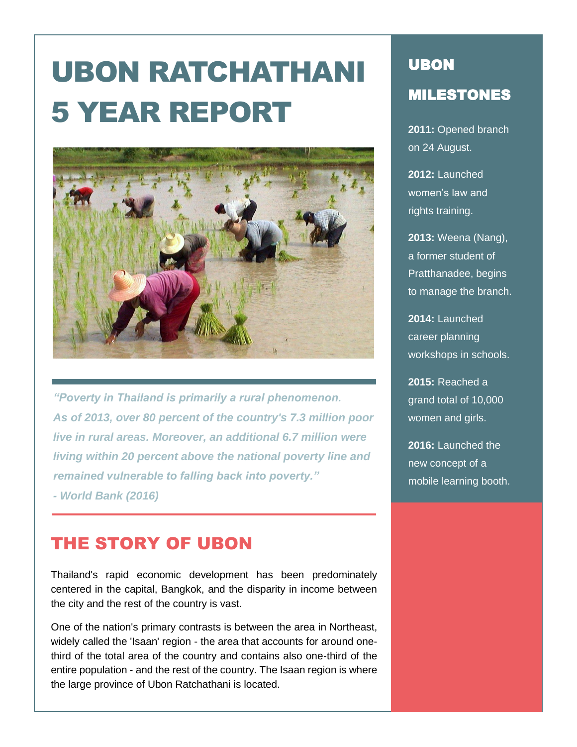# UBON RATCHATHANI 5 YEAR REPORT

*"Poverty in Thailand is primarily a rural phenomenon. As of 2013, over 80 percent of the country's 7.3 million poor live in rural areas. Moreover, an additional 6.7 million were living within 20 percent above the national poverty line and remained vulnerable to falling back into poverty."*
*- World Bank (2016)*

## THE STORY OF UBON

Thailand's rapid economic development has been predominately centered in the capital, Bangkok, and the disparity in income between the city and the rest of the country is vast.

One of the nation's primary contrasts is between the area in Northeast, widely called the 'Isaan' region - the area that accounts for around one-third of the total area of the country and contains also one-third of the entire population - and the rest of the country. The Isaan region is where the large province of Ubon Ratchathani is located.

## UBON MILESTONES

**2011:** Opened branch on 24 August.

**2012:** Launched women's law and rights training.

**2013:** Weena (Nang), a former student of Pratthanadee, begins to manage the branch.

**2014:** Launched career planning workshops in schools.

**2015:** Reached a grand total of 10,000 women and girls.

**2016:** Launched the new concept of a mobile learning booth.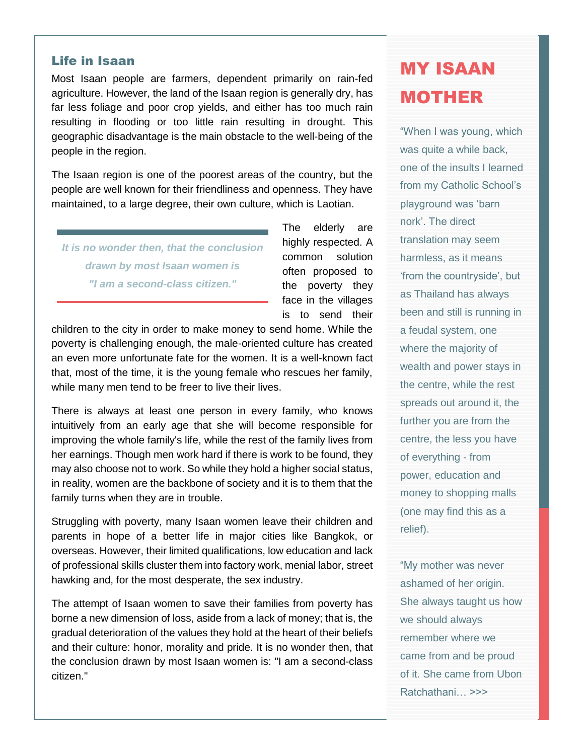## Life in Isaan

Most Isaan people are farmers, dependent primarily on rain-fed agriculture. However, the land of the Isaan region is generally dry, has far less foliage and poor crop yields, and either has too much rain resulting in flooding or too little rain resulting in drought. This geographic disadvantage is the main obstacle to the well-being of the people in the region.

The Isaan region is one of the poorest areas of the country, but the people are well known for their friendliness and openness. They have maintained, to a large degree, their own culture, which is Laotian.

> *It is no wonder then, that the conclusion drawn by most Isaan women is "I am a second-class citizen."*

The elderly are highly respected. A common solution often proposed to the poverty they face in the villages is to send their children to the city in order to make money to send home. While the poverty is challenging enough, the male-oriented culture has created an even more unfortunate fate for the women. It is a well-known fact that, most of the time, it is the young female who rescues her family, while many men tend to be freer to live their lives.

There is always at least one person in every family, who knows intuitively from an early age that she will become responsible for improving the whole family's life, while the rest of the family lives from her earnings. Though men work hard if there is work to be found, they may also choose not to work. So while they hold a higher social status, in reality, women are the backbone of society and it is to them that the family turns when they are in trouble.

Struggling with poverty, many Isaan women leave their children and parents in hope of a better life in major cities like Bangkok, or overseas. However, their limited qualifications, low education and lack of professional skills cluster them into factory work, menial labor, street hawking and, for the most desperate, the sex industry.

The attempt of Isaan women to save their families from poverty has borne a new dimension of loss, aside from a lack of money; that is, the gradual deterioration of the values they hold at the heart of their beliefs and their culture: honor, morality and pride. It is no wonder then, that the conclusion drawn by most Isaan women is: "I am a second-class citizen."

## MY ISAAN MOTHER

"When I was young, which was quite a while back, one of the insults I learned from my Catholic School's playground was 'barn nork'. The direct translation may seem harmless, as it means 'from the countryside', but as Thailand has always been and still is running in a feudal system, one where the majority of wealth and power stays in the centre, while the rest spreads out around it, the further you are from the centre, the less you have of everything - from power, education and money to shopping malls (one may find this as a relief).

"My mother was never ashamed of her origin. She always taught us how we should always remember where we came from and be proud of it. She came from Ubon Ratchathani… >>>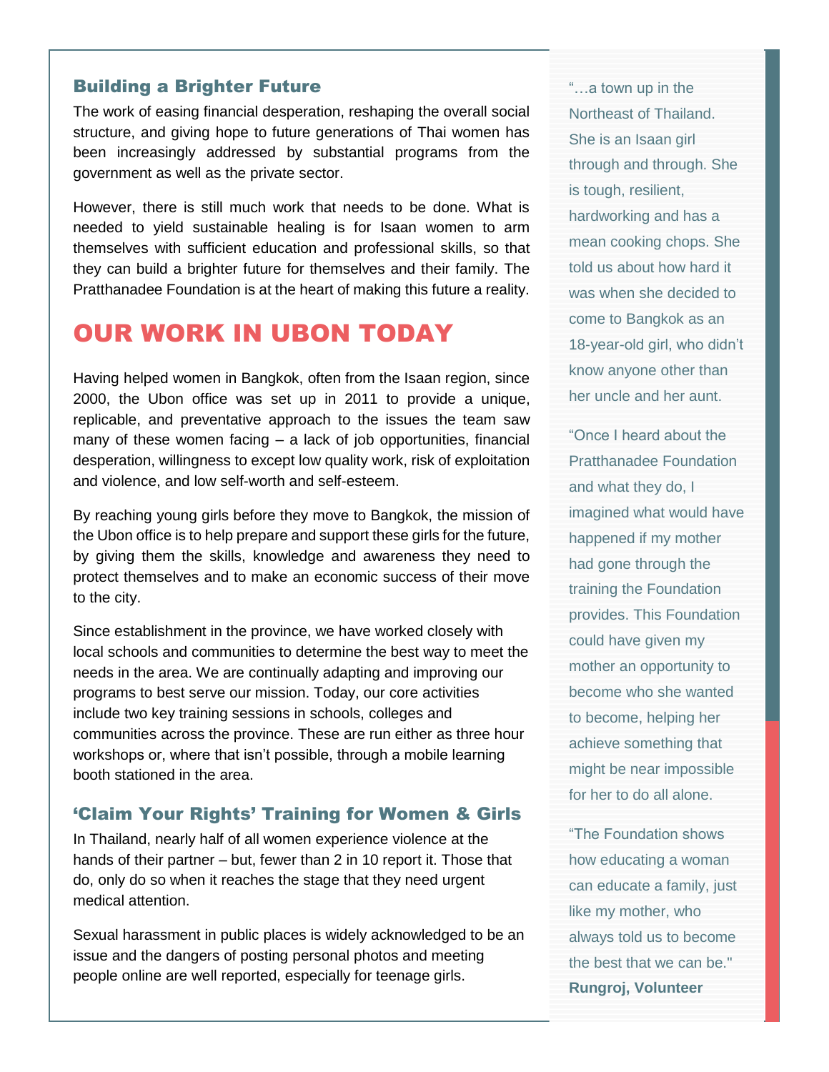### Building a Brighter Future

The work of easing financial desperation, reshaping the overall social structure, and giving hope to future generations of Thai women has been increasingly addressed by substantial programs from the government as well as the private sector.

However, there is still much work that needs to be done. What is needed to yield sustainable healing is for Isaan women to arm themselves with sufficient education and professional skills, so that they can build a brighter future for themselves and their family. The Pratthanadee Foundation is at the heart of making this future a reality.

## OUR WORK IN UBON TODAY

Having helped women in Bangkok, often from the Isaan region, since 2000, the Ubon office was set up in 2011 to provide a unique, replicable, and preventative approach to the issues the team saw many of these women facing – a lack of job opportunities, financial desperation, willingness to except low quality work, risk of exploitation and violence, and low self-worth and self-esteem.

By reaching young girls before they move to Bangkok, the mission of the Ubon office is to help prepare and support these girls for the future, by giving them the skills, knowledge and awareness they need to protect themselves and to make an economic success of their move to the city.

Since establishment in the province, we have worked closely with local schools and communities to determine the best way to meet the needs in the area. We are continually adapting and improving our programs to best serve our mission. Today, our core activities include two key training sessions in schools, colleges and communities across the province. These are run either as three hour workshops or, where that isn't possible, through a mobile learning booth stationed in the area.

### 'Claim Your Rights' Training for Women & Girls

In Thailand, nearly half of all women experience violence at the hands of their partner – but, fewer than 2 in 10 report it. Those that do, only do so when it reaches the stage that they need urgent medical attention.

Sexual harassment in public places is widely acknowledged to be an issue and the dangers of posting personal photos and meeting people online are well reported, especially for teenage girls.

"…a town up in the Northeast of Thailand. She is an Isaan girl through and through. She is tough, resilient, hardworking and has a mean cooking chops. She told us about how hard it was when she decided to come to Bangkok as an 18-year-old girl, who didn't know anyone other than her uncle and her aunt.

"Once I heard about the Pratthanadee Foundation and what they do, I imagined what would have happened if my mother had gone through the training the Foundation provides. This Foundation could have given my mother an opportunity to become who she wanted to become, helping her achieve something that might be near impossible for her to do all alone.

"The Foundation shows how educating a woman can educate a family, just like my mother, who always told us to become the best that we can be."

**Rungroj, Volunteer**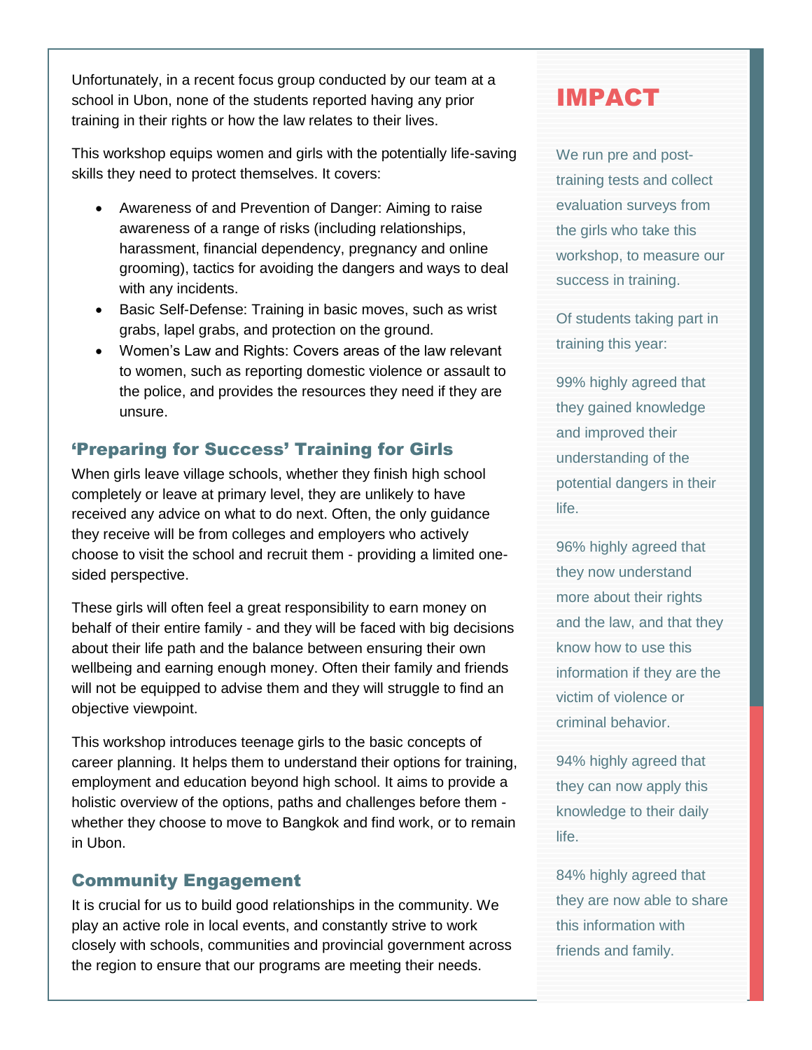Unfortunately, in a recent focus group conducted by our team at a school in Ubon, none of the students reported having any prior training in their rights or how the law relates to their lives.

This workshop equips women and girls with the potentially life-saving skills they need to protect themselves. It covers:

- Awareness of and Prevention of Danger: Aiming to raise awareness of a range of risks (including relationships, harassment, financial dependency, pregnancy and online grooming), tactics for avoiding the dangers and ways to deal with any incidents.
- Basic Self-Defense: Training in basic moves, such as wrist grabs, lapel grabs, and protection on the ground.
- Women's Law and Rights: Covers areas of the law relevant to women, such as reporting domestic violence or assault to the police, and provides the resources they need if they are unsure.

## 'Preparing for Success' Training for Girls

When girls leave village schools, whether they finish high school completely or leave at primary level, they are unlikely to have received any advice on what to do next. Often, the only guidance they receive will be from colleges and employers who actively choose to visit the school and recruit them - providing a limited one-sided perspective.

These girls will often feel a great responsibility to earn money on behalf of their entire family - and they will be faced with big decisions about their life path and the balance between ensuring their own wellbeing and earning enough money. Often their family and friends will not be equipped to advise them and they will struggle to find an objective viewpoint.

This workshop introduces teenage girls to the basic concepts of career planning. It helps them to understand their options for training, employment and education beyond high school. It aims to provide a holistic overview of the options, paths and challenges before them - whether they choose to move to Bangkok and find work, or to remain in Ubon.

## Community Engagement

It is crucial for us to build good relationships in the community. We play an active role in local events, and constantly strive to work closely with schools, communities and provincial government across the region to ensure that our programs are meeting their needs.

# IMPACT

We run pre and post-training tests and collect evaluation surveys from the girls who take this workshop, to measure our success in training.

Of students taking part in training this year:

99% highly agreed that they gained knowledge and improved their understanding of the potential dangers in their life.

96% highly agreed that they now understand more about their rights and the law, and that they know how to use this information if they are the victim of violence or criminal behavior.

94% highly agreed that they can now apply this knowledge to their daily life.

84% highly agreed that they are now able to share this information with friends and family.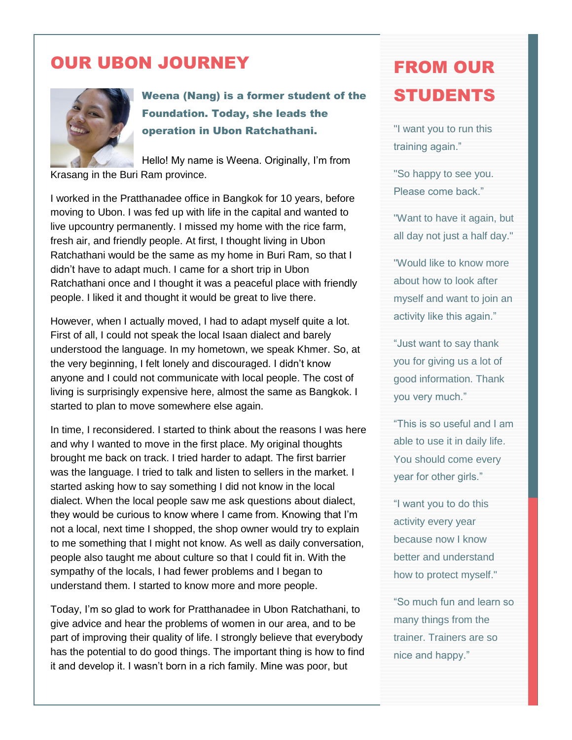# OUR UBON JOURNEY

**Weena (Nang) is a former student of the Foundation. Today, she leads the operation in Ubon Ratchathani.**

Hello! My name is Weena. Originally, I'm from Krasang in the Buri Ram province.

I worked in the Pratthanadee office in Bangkok for 10 years, before moving to Ubon. I was fed up with life in the capital and wanted to live upcountry permanently. I missed my home with the rice farm, fresh air, and friendly people. At first, I thought living in Ubon Ratchathani would be the same as my home in Buri Ram, so that I didn't have to adapt much. I came for a short trip in Ubon Ratchathani once and I thought it was a peaceful place with friendly people. I liked it and thought it would be great to live there.

However, when I actually moved, I had to adapt myself quite a lot. First of all, I could not speak the local Isaan dialect and barely understood the language. In my hometown, we speak Khmer. So, at the very beginning, I felt lonely and discouraged. I didn't know anyone and I could not communicate with local people. The cost of living is surprisingly expensive here, almost the same as Bangkok. I started to plan to move somewhere else again.

In time, I reconsidered. I started to think about the reasons I was here and why I wanted to move in the first place. My original thoughts brought me back on track. I tried harder to adapt. The first barrier was the language. I tried to talk and listen to sellers in the market. I started asking how to say something I did not know in the local dialect. When the local people saw me ask questions about dialect, they would be curious to know where I came from. Knowing that I'm not a local, next time I shopped, the shop owner would try to explain to me something that I might not know. As well as daily conversation, people also taught me about culture so that I could fit in. With the sympathy of the locals, I had fewer problems and I began to understand them. I started to know more and more people.

Today, I'm so glad to work for Pratthanadee in Ubon Ratchathani, to give advice and hear the problems of women in our area, and to be part of improving their quality of life. I strongly believe that everybody has the potential to do good things. The important thing is how to find it and develop it. I wasn't born in a rich family. Mine was poor, but

# FROM OUR STUDENTS

"I want you to run this training again."

"So happy to see you. Please come back."

"Want to have it again, but all day not just a half day."

"Would like to know more about how to look after myself and want to join an activity like this again."

"Just want to say thank you for giving us a lot of good information. Thank you very much."

"This is so useful and I am able to use it in daily life. You should come every year for other girls."

"I want you to do this activity every year because now I know better and understand how to protect myself."

"So much fun and learn so many things from the trainer. Trainers are so nice and happy."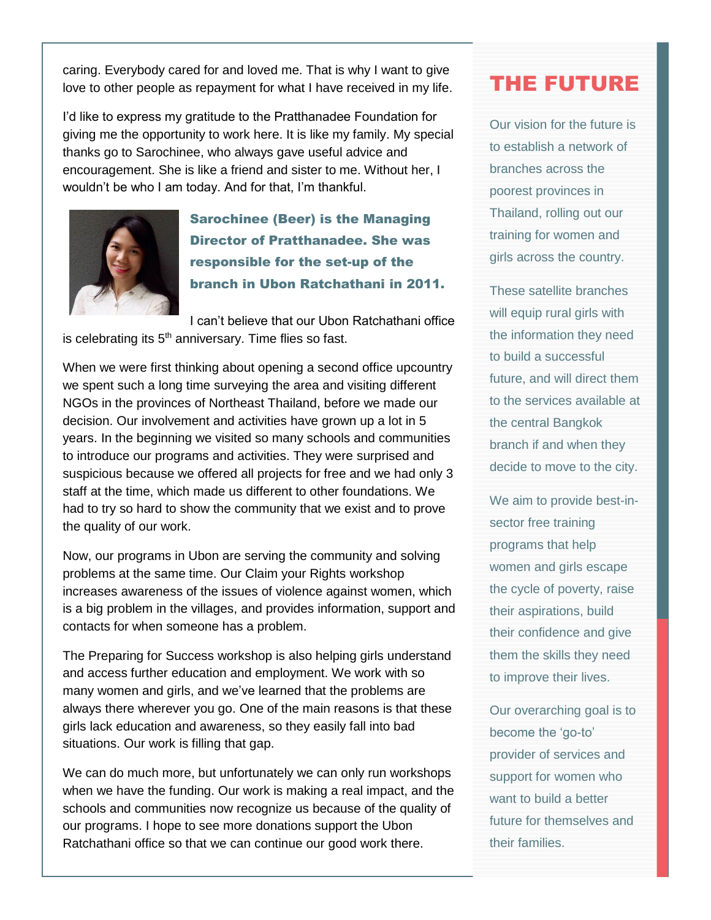caring. Everybody cared for and loved me. That is why I want to give love to other people as repayment for what I have received in my life.

I'd like to express my gratitude to the Pratthanadee Foundation for giving me the opportunity to work here. It is like my family. My special thanks go to Sarochinee, who always gave useful advice and encouragement. She is like a friend and sister to me. Without her, I wouldn't be who I am today. And for that, I'm thankful.

**Sarochinee (Beer) is the Managing Director of Pratthanadee. She was responsible for the set-up of the branch in Ubon Ratchathani in 2011.**

I can't believe that our Ubon Ratchathani office is celebrating its 5th anniversary. Time flies so fast.

When we were first thinking about opening a second office upcountry we spent such a long time surveying the area and visiting different NGOs in the provinces of Northeast Thailand, before we made our decision. Our involvement and activities have grown up a lot in 5 years. In the beginning we visited so many schools and communities to introduce our programs and activities. They were surprised and suspicious because we offered all projects for free and we had only 3 staff at the time, which made us different to other foundations. We had to try so hard to show the community that we exist and to prove the quality of our work.

Now, our programs in Ubon are serving the community and solving problems at the same time. Our Claim your Rights workshop increases awareness of the issues of violence against women, which is a big problem in the villages, and provides information, support and contacts for when someone has a problem.

The Preparing for Success workshop is also helping girls understand and access further education and employment. We work with so many women and girls, and we've learned that the problems are always there wherever you go. One of the main reasons is that these girls lack education and awareness, so they easily fall into bad situations. Our work is filling that gap.

We can do much more, but unfortunately we can only run workshops when we have the funding. Our work is making a real impact, and the schools and communities now recognize us because of the quality of our programs. I hope to see more donations support the Ubon Ratchathani office so that we can continue our good work there.

# THE FUTURE

Our vision for the future is to establish a network of branches across the poorest provinces in Thailand, rolling out our training for women and girls across the country.

These satellite branches will equip rural girls with the information they need to build a successful future, and will direct them to the services available at the central Bangkok branch if and when they decide to move to the city.

We aim to provide best-in-sector free training programs that help women and girls escape the cycle of poverty, raise their aspirations, build their confidence and give them the skills they need to improve their lives.

Our overarching goal is to become the 'go-to' provider of services and support for women who want to build a better future for themselves and their families.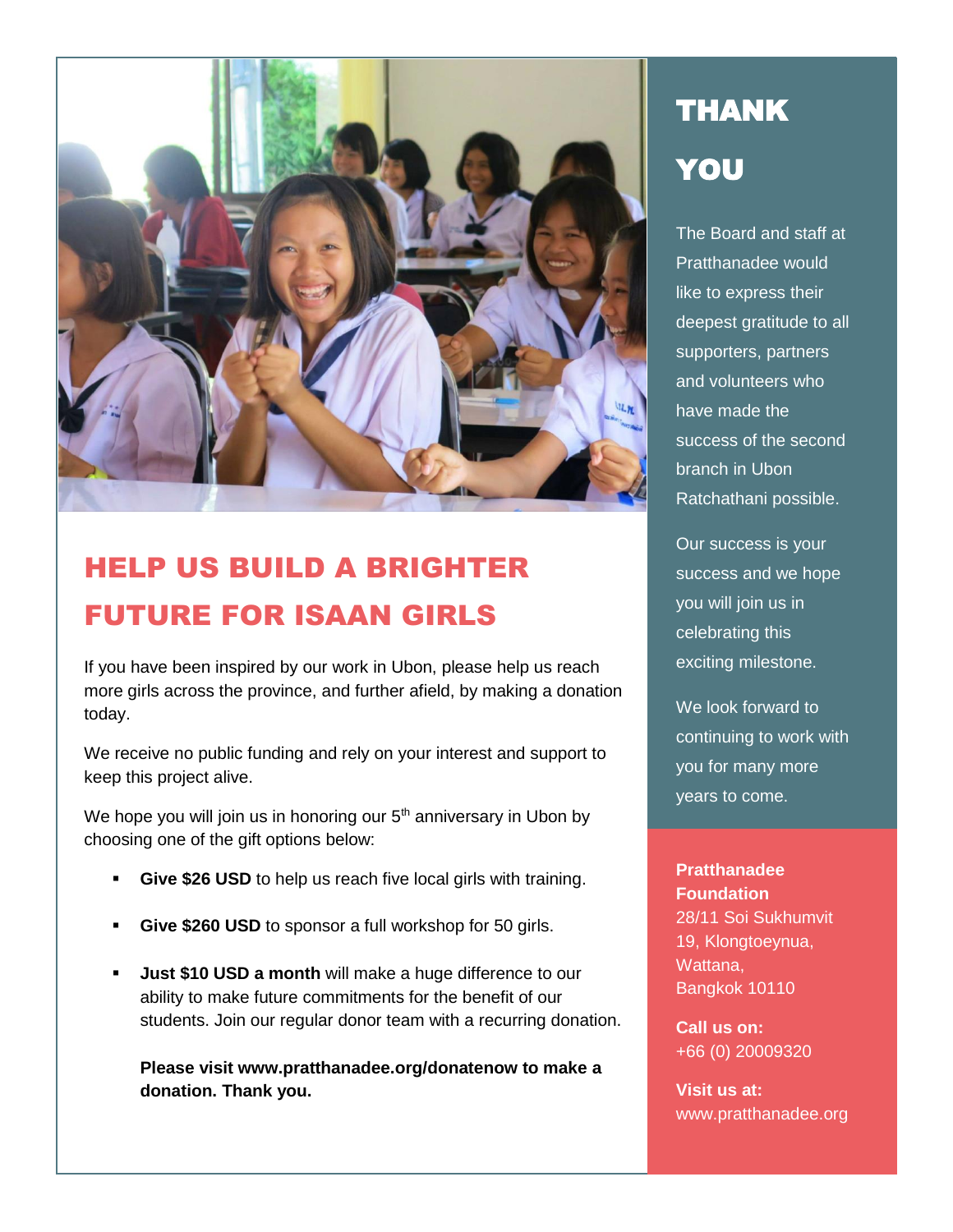## HELP US BUILD A BRIGHTER FUTURE FOR ISAAN GIRLS

If you have been inspired by our work in Ubon, please help us reach more girls across the province, and further afield, by making a donation today.

We receive no public funding and rely on your interest and support to keep this project alive.

We hope you will join us in honoring our 5th anniversary in Ubon by choosing one of the gift options below:

- **Give $26 USD** to help us reach five local girls with training.
- **Give $260 USD** to sponsor a full workshop for 50 girls.
- **Just $10 USD a month** will make a huge difference to our ability to make future commitments for the benefit of our students. Join our regular donor team with a recurring donation.

**Please visit www.pratthanadee.org/donatenow to make a donation. Thank you.**

## THANK YOU

The Board and staff at Pratthanadee would like to express their deepest gratitude to all supporters, partners and volunteers who have made the success of the second branch in Ubon Ratchathani possible.

Our success is your success and we hope you will join us in celebrating this exciting milestone.

We look forward to continuing to work with you for many more years to come.

**Pratthanadee Foundation**
28/11 Soi Sukhumvit 19, Klongtoeynua, Wattana, Bangkok 10110

**Call us on:**
+66 (0) 20009320

**Visit us at:**
www.pratthanadee.org